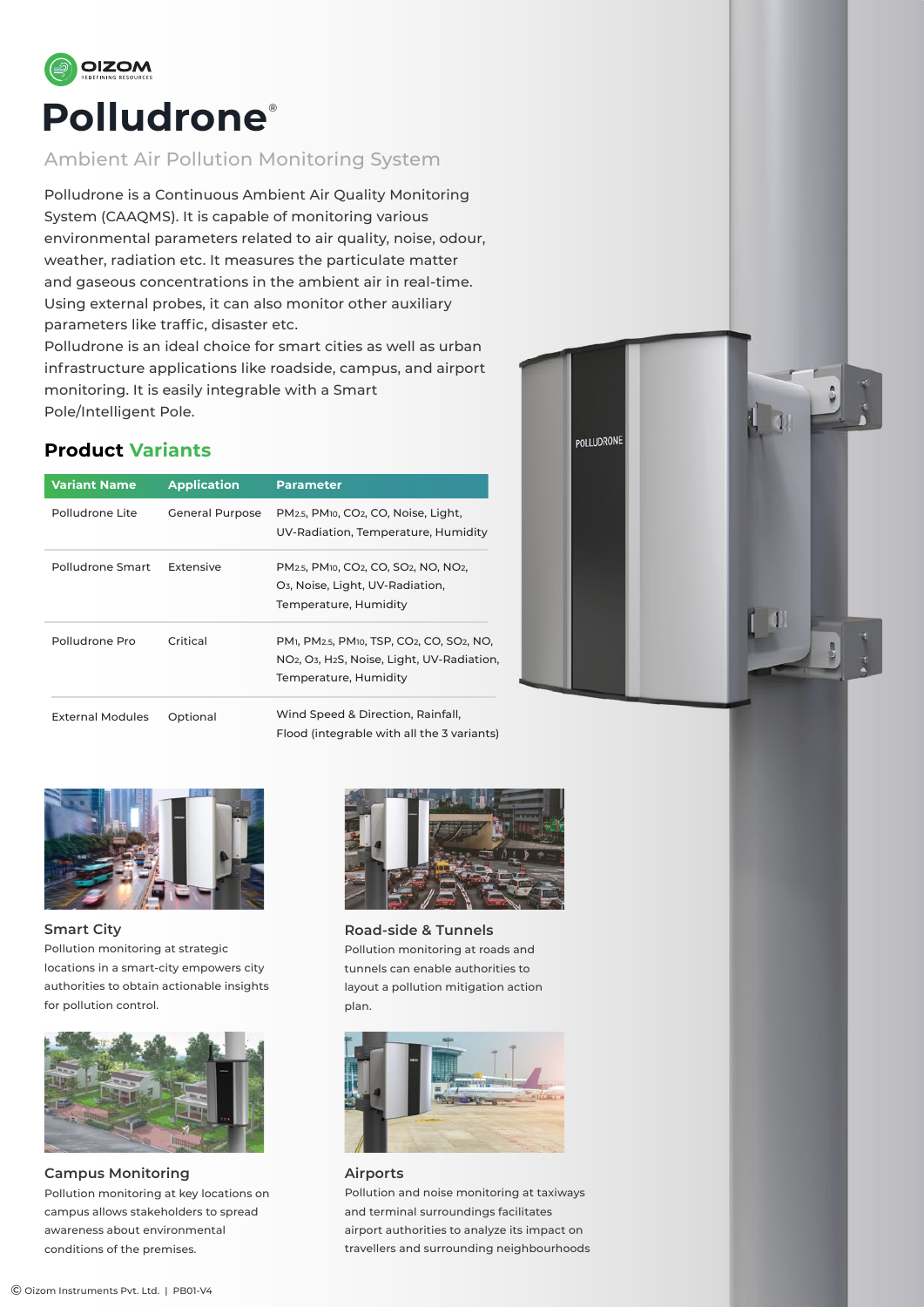# Polludrone®

## Ambient Air Pollution Monitoring System

Polludrone is a Continuous Ambient Air Quality Monitoring System (CAAQMS). It is capable of monitoring various environmental parameters related to air quality, noise, odour, weather, radiation etc. It measures the particulate matter and gaseous concentrations in the ambient air in real-time. Using external probes, it can also monitor other auxiliary parameters like traffic, disaster etc.
Polludrone is an ideal choice for smart cities as well as urban infrastructure applications like roadside, campus, and airport monitoring. It is easily integrable with a Smart Pole/Intelligent Pole.

## Product Variants

| Variant Name | Application | Parameter |
| --- | --- | --- |
| Polludrone Lite | General Purpose | $PM_{2.5}$, $PM_{10}$, $CO_2$, CO, Noise, Light, UV-Radiation, Temperature, Humidity |
| Polludrone Smart | Extensive | $PM_{2.5}$, $PM_{10}$, $CO_2$, CO, $SO_2$, NO, $NO_2$, $O_3$, Noise, Light, UV-Radiation, Temperature, Humidity |
| Polludrone Pro | Critical | $PM_1$, $PM_{2.5}$, $PM_{10}$, TSP, $CO_2$, CO, $SO_2$, NO, $NO_2$, $O_3$, $H_2S$, Noise, Light, UV-Radiation, Temperature, Humidity |
| External Modules | Optional | Wind Speed & Direction, Rainfall, Flood (integrable with all the 3 variants) |

### Smart City

Pollution monitoring at strategic locations in a smart-city empowers city authorities to obtain actionable insights for pollution control.

### Road-side & Tunnels

Pollution monitoring at roads and tunnels can enable authorities to layout a pollution mitigation action plan.

### Campus Monitoring

Pollution monitoring at key locations on campus allows stakeholders to spread awareness about environmental conditions of the premises.

### Airports

Pollution and noise monitoring at taxiways and terminal surroundings facilitates airport authorities to analyze its impact on travellers and surrounding neighbourhoods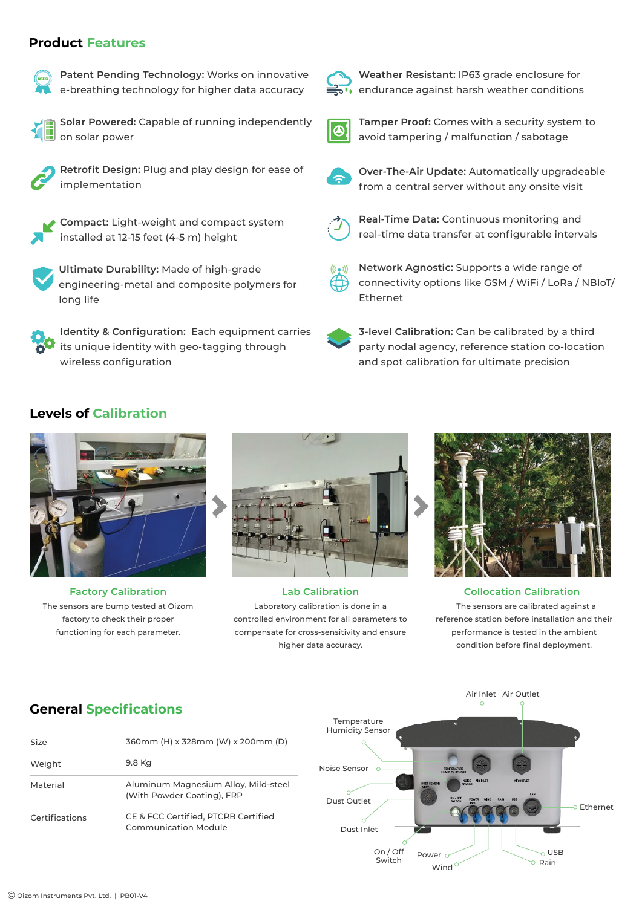## Product Features

- **Patent Pending Technology:** Works on innovative e-breathing technology for higher data accuracy
- **Solar Powered:** Capable of running independently on solar power
- **Retrofit Design:** Plug and play design for ease of implementation
- **Compact:** Light-weight and compact system installed at 12-15 feet (4-5 m) height
- **Ultimate Durability:** Made of high-grade engineering-metal and composite polymers for long life
- **Identity & Configuration:** Each equipment carries its unique identity with geo-tagging through wireless configuration
- **Weather Resistant:** IP63 grade enclosure for endurance against harsh weather conditions
- **Tamper Proof:** Comes with a security system to avoid tampering / malfunction / sabotage
- **Over-The-Air Update:** Automatically upgradeable from a central server without any onsite visit
- **Real-Time Data:** Continuous monitoring and real-time data transfer at configurable intervals
- **Network Agnostic:** Supports a wide range of connectivity options like GSM / WiFi / LoRa / NBIoT/ Ethernet
- **3-level Calibration:** Can be calibrated by a third party nodal agency, reference station co-location and spot calibration for ultimate precision

## Levels of Calibration

**Factory Calibration**

The sensors are bump tested at Oizom factory to check their proper functioning for each parameter.

**Lab Calibration**

Laboratory calibration is done in a controlled environment for all parameters to compensate for cross-sensitivity and ensure higher data accuracy.

**Collocation Calibration**

The sensors are calibrated against a reference station before installation and their performance is tested in the ambient condition before final deployment.

## General Specifications

| | |
|---|---|
| Size | 360mm (H) x 328mm (W) x 200mm (D) |
| Weight | 9.8 Kg |
| Material | Aluminum Magnesium Alloy, Mild-steel (With Powder Coating), FRP |
| Certifications | CE & FCC Certified, PTCRB Certified Communication Module |

Air Inlet, Air Outlet, Temperature Humidity Sensor, Noise Sensor, Dust Outlet, Dust Inlet, On / Off Switch, Power, Wind, Rain, USB, Ethernet

© Oizom Instruments Pvt. Ltd. | PB01-V4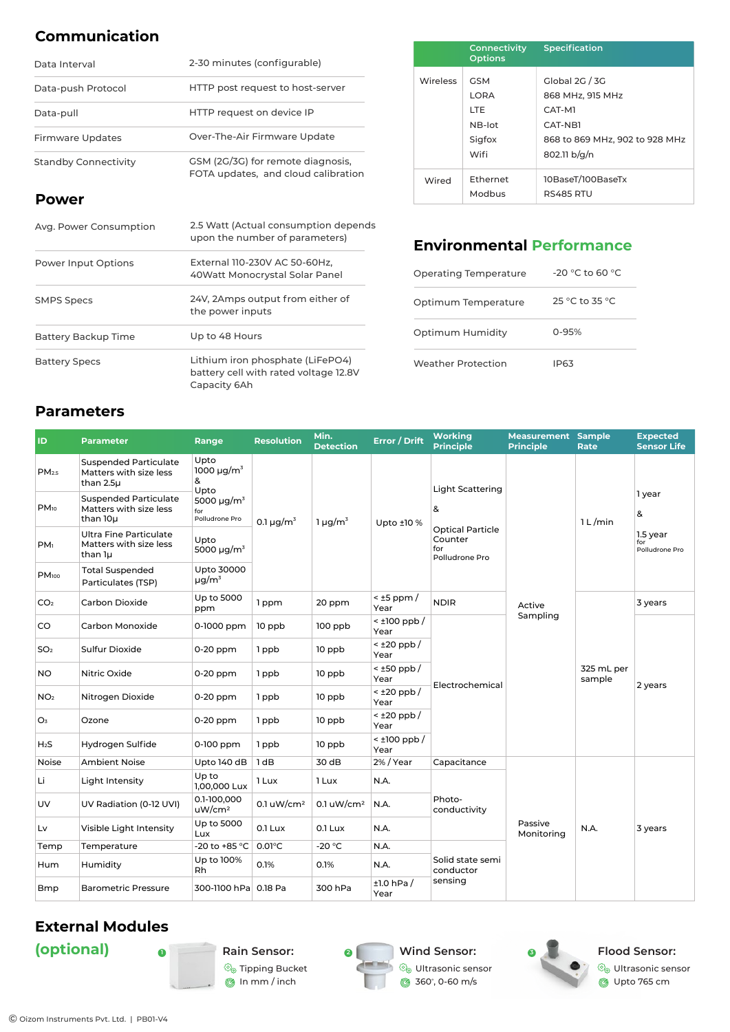## Communication

| | |
|---|---|
| Data Interval | 2-30 minutes (configurable) |
| Data-push Protocol | HTTP post request to host-server |
| Data-pull | HTTP request on device IP |
| Firmware Updates | Over-The-Air Firmware Update |
| Standby Connectivity | GSM (2G/3G) for remote diagnosis, FOTA updates, and cloud calibration |

| | Connectivity Options | Specification |
|---|---|---|
| Wireless | GSM | Global 2G / 3G |
| | LORA | 868 MHz, 915 MHz |
| | LTE | CAT-M1 |
| | NB-Iot | CAT-NB1 |
| | Sigfox | 868 to 869 MHz, 902 to 928 MHz |
| | Wifi | 802.11 b/g/n |
| Wired | Ethernet | 10BaseT/100BaseTx |
| | Modbus | RS485 RTU |

## Power

| | |
|---|---|
| Avg. Power Consumption | 2.5 Watt (Actual consumption depends upon the number of parameters) |
| Power Input Options | External 110-230V AC 50-60Hz, 40Watt Monocrystal Solar Panel |
| SMPS Specs | 24V, 2Amps output from either of the power inputs |
| Battery Backup Time | Up to 48 Hours |
| Battery Specs | Lithium iron phosphate (LiFePO4) battery cell with rated voltage 12.8V Capacity 6Ah |

## Environmental Performance

| | |
|---|---|
| Operating Temperature | -20 °C to 60 °C |
| Optimum Temperature | 25 °C to 35 °C |
| Optimum Humidity | 0-95% |
| Weather Protection | IP63 |

## Parameters

| ID | Parameter | Range | Resolution | Min. Detection | Error / Drift | Working Principle | Measurement Principle | Sample Rate | Expected Sensor Life |
|---|---|---|---|---|---|---|---|---|---|
| $PM_{2.5}$ | Suspended Particulate Matters with size less than 2.5μ | Upto 1000 μg/$m^3$ & Upto 5000 μg/$m^3$ for Polludrone Pro | 0.1 μg/$m^3$ | 1 μg/$m^3$ | Upto ±10 % | Light Scattering & Optical Particle Counter for Polludrone Pro | Active Sampling | 1 L /min | 1 year & 1.5 year for Polludrone Pro |
| $PM_{10}$ | Suspended Particulate Matters with size less than 10μ | | | | | | | | |
| $PM_1$ | Ultra Fine Particulate Matters with size less than 1μ | Upto 5000 μg/$m^3$ | | | | | | | |
| $PM_{100}$ | Total Suspended Particulates (TSP) | Upto 30000 μg/$m^3$ | | | | | | | |
| $CO_2$ | Carbon Dioxide | Up to 5000 ppm | 1 ppm | 20 ppm | < ±5 ppm / Year | NDIR | | 325 mL per sample | 3 years |
| CO | Carbon Monoxide | 0-1000 ppm | 10 ppb | 100 ppb | < ±100 ppb / Year | Electrochemical | | | 2 years |
| $SO_2$ | Sulfur Dioxide | 0-20 ppm | 1 ppb | 10 ppb | < ±20 ppb / Year | | | | |
| NO | Nitric Oxide | 0-20 ppm | 1 ppb | 10 ppb | < ±50 ppb / Year | | | | |
| $NO_2$ | Nitrogen Dioxide | 0-20 ppm | 1 ppb | 10 ppb | < ±20 ppb / Year | | | | |
| $O_3$ | Ozone | 0-20 ppm | 1 ppb | 10 ppb | < ±20 ppb / Year | | | | |
| $H_2S$ | Hydrogen Sulfide | 0-100 ppm | 1 ppb | 10 ppb | < ±100 ppb / Year | | | | |
| Noise | Ambient Noise | Upto 140 dB | 1 dB | 30 dB | 2% / Year | Capacitance | Passive Monitoring | N.A. | 3 years |
| Li | Light Intensity | Up to 1,00,000 Lux | 1 Lux | 1 Lux | N.A. | Photo-conductivity | | | |
| UV | UV Radiation (0-12 UVI) | 0.1-100,000 uW/cm² | 0.1 uW/cm² | 0.1 uW/cm² | N.A. | | | | |
| Lv | Visible Light Intensity | Up to 5000 Lux | 0.1 Lux | 0.1 Lux | N.A. | | | | |
| Temp | Temperature | -20 to +85 °C | 0.01°C | -20 °C | N.A. | Solid state semi conductor sensing | | | |
| Hum | Humidity | Up to 100% Rh | 0.1% | 0.1% | N.A. | | | | |
| Bmp | Barometric Pressure | 300-1100 hPa | 0.18 Pa | 300 hPa | ±1.0 hPa / Year | | | | |

## External Modules (optional)

1. **Rain Sensor:**
   - Tipping Bucket
   - In mm / inch
2. **Wind Sensor:**
   - Ultrasonic sensor
   - 360°, 0-60 m/s
3. **Flood Sensor:**
   - Ultrasonic sensor
   - Upto 765 cm

© Oizom Instruments Pvt. Ltd. | PB01-V4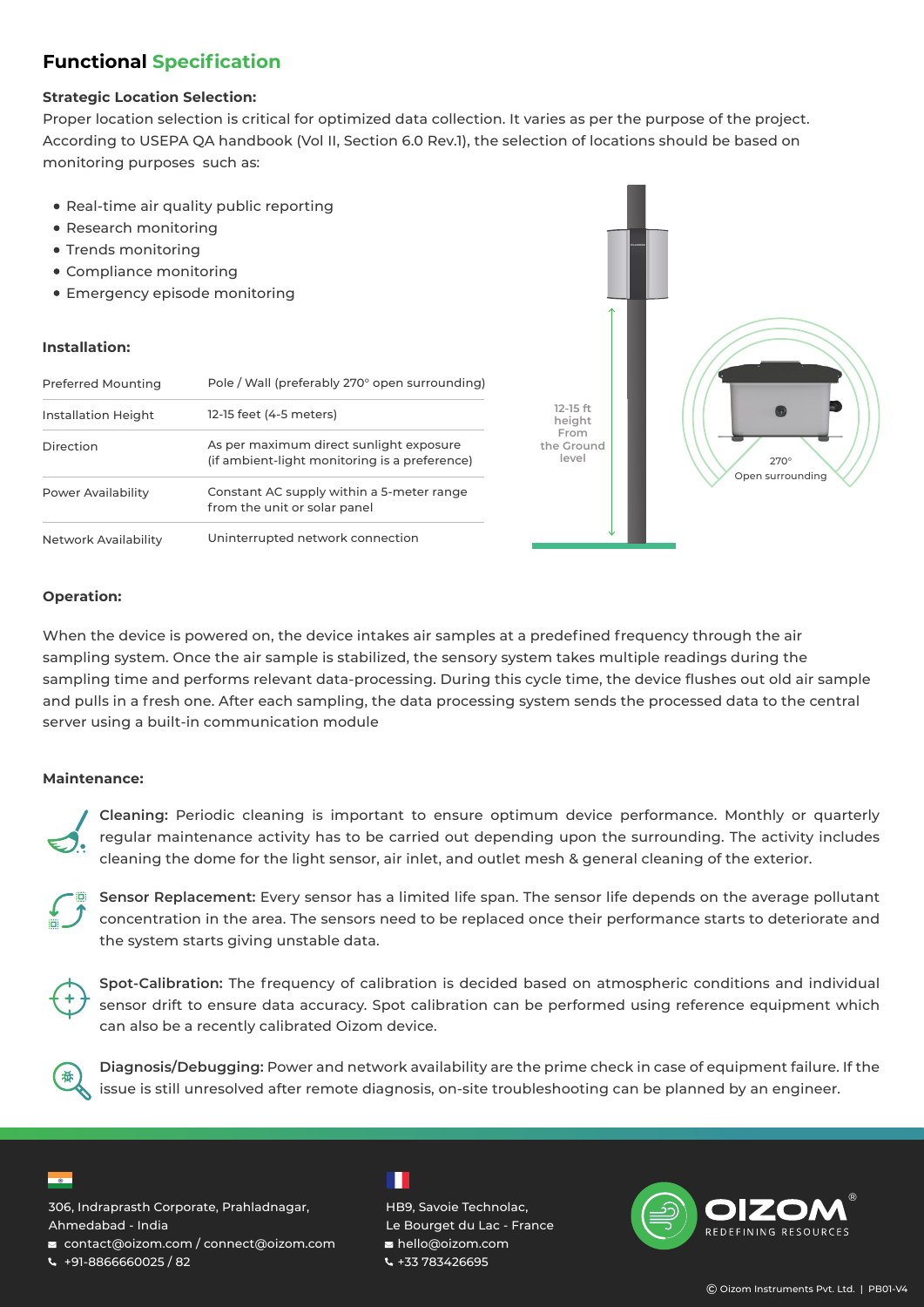## Functional Specification

**Strategic Location Selection:**

Proper location selection is critical for optimized data collection. It varies as per the purpose of the project. According to USEPA QA handbook (Vol II, Section 6.0 Rev.1), the selection of locations should be based on monitoring purposes such as:

- Real-time air quality public reporting
- Research monitoring
- Trends monitoring
- Compliance monitoring
- Emergency episode monitoring

**Installation:**

| | |
|---|---|
| Preferred Mounting | Pole / Wall (preferably 270° open surrounding) |
| Installation Height | 12-15 feet (4-5 meters) |
| Direction | As per maximum direct sunlight exposure (if ambient-light monitoring is a preference) |
| Power Availability | Constant AC supply within a 5-meter range from the unit or solar panel |
| Network Availability | Uninterrupted network connection |

12-15 ft height From the Ground level

270° Open surrounding

**Operation:**

When the device is powered on, the device intakes air samples at a predefined frequency through the air sampling system. Once the air sample is stabilized, the sensory system takes multiple readings during the sampling time and performs relevant data-processing. During this cycle time, the device flushes out old air sample and pulls in a fresh one. After each sampling, the data processing system sends the processed data to the central server using a built-in communication module

**Maintenance:**

**Cleaning:** Periodic cleaning is important to ensure optimum device performance. Monthly or quarterly regular maintenance activity has to be carried out depending upon the surrounding. The activity includes cleaning the dome for the light sensor, air inlet, and outlet mesh & general cleaning of the exterior.

**Sensor Replacement:** Every sensor has a limited life span. The sensor life depends on the average pollutant concentration in the area. The sensors need to be replaced once their performance starts to deteriorate and the system starts giving unstable data.

**Spot-Calibration:** The frequency of calibration is decided based on atmospheric conditions and individual sensor drift to ensure data accuracy. Spot calibration can be performed using reference equipment which can also be a recently calibrated Oizom device.

**Diagnosis/Debugging:** Power and network availability are the prime check in case of equipment failure. If the issue is still unresolved after remote diagnosis, on-site troubleshooting can be planned by an engineer.

306, Indraprasth Corporate, Prahladnagar,
Ahmedabad - India
contact@oizom.com / connect@oizom.com
+91-8866660025 / 82

HB9, Savoie Technolac,
Le Bourget du Lac - France
hello@oizom.com
+33 783426695

OIZOM® REDEFINING RESOURCES

© Oizom Instruments Pvt. Ltd. | PB01-V4